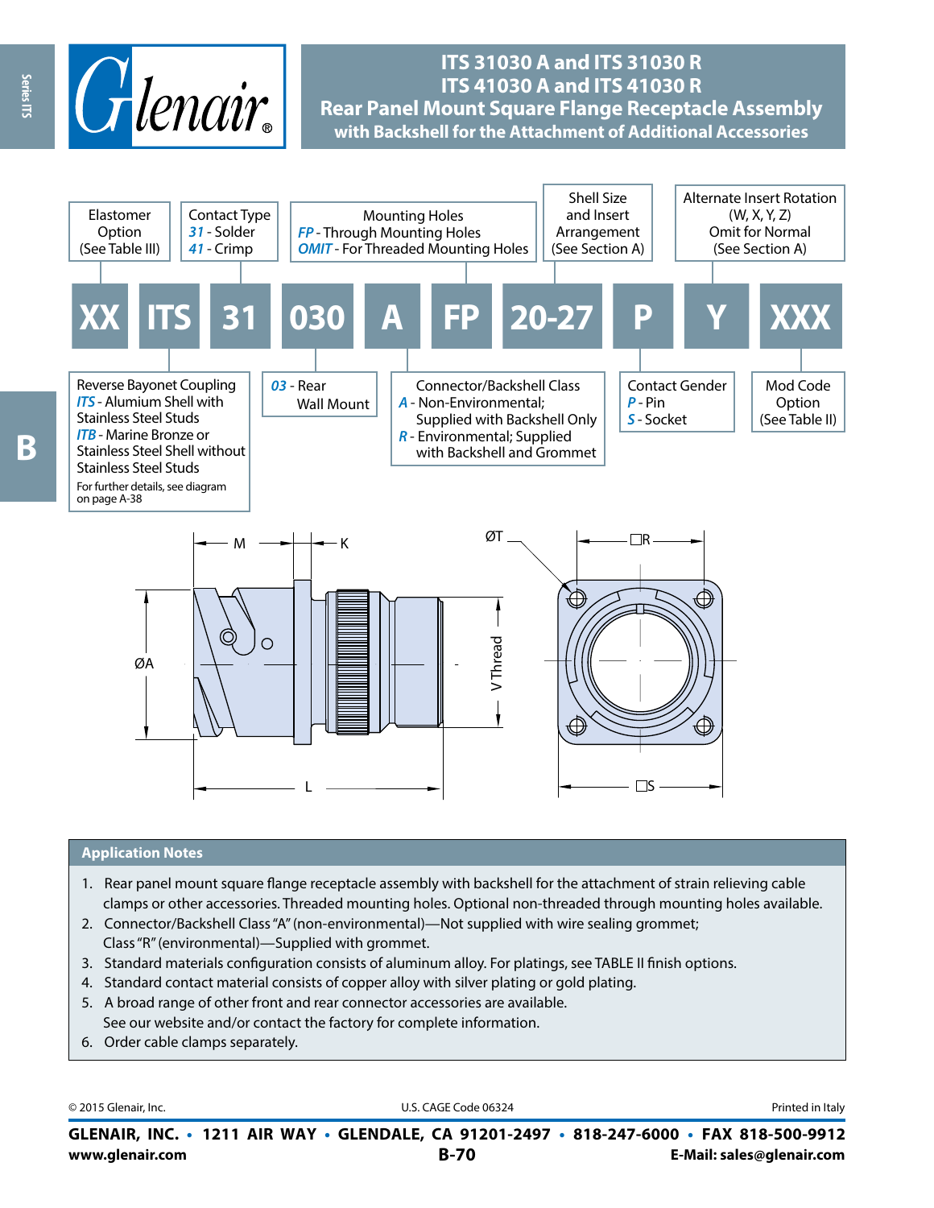# ITS 31030 A and ITS 31030 R
# ITS 41030 A and ITS 41030 R
## Rear Panel Mount Square Flange Receptacle Assembly with Backshell for the Attachment of Additional Accessories

**XX ITS 31 030 A FP 20-27 P Y XXX**

- **XX** – Elastomer Option (See Table III)
- **ITS** – Reverse Bayonet Coupling
  - *ITS* - Alumium Shell with Stainless Steel Studs
  - *ITB* - Marine Bronze or Stainless Steel Shell without Stainless Steel Studs
  - For further details, see diagram on page A-38
- **31** – Contact Type
  - *31* - Solder
  - *41* - Crimp
- **030** – *03* - Rear Wall Mount
- **A** – Connector/Backshell Class
  - *A* - Non-Environmental; Supplied with Backshell Only
  - *R* - Environmental; Supplied with Backshell and Grommet
- **FP** – Mounting Holes
  - *FP* - Through Mounting Holes
  - *OMIT* - For Threaded Mounting Holes
- **20-27** – Shell Size and Insert Arrangement (See Section A)
- **P** – Contact Gender
  - *P* - Pin
  - *S* - Socket
- **Y** – Alternate Insert Rotation (W, X, Y, Z) Omit for Normal (See Section A)
- **XXX** – Mod Code Option (See Table II)

M, K, ØA, L, V Thread, ØT, □R, □S

## Application Notes

1. Rear panel mount square flange receptacle assembly with backshell for the attachment of strain relieving cable clamps or other accessories. Threaded mounting holes. Optional non-threaded through mounting holes available.
2. Connector/Backshell Class "A" (non-environmental)—Not supplied with wire sealing grommet; Class "R" (environmental)—Supplied with grommet.
3. Standard materials configuration consists of aluminum alloy. For platings, see TABLE II finish options.
4. Standard contact material consists of copper alloy with silver plating or gold plating.
5. A broad range of other front and rear connector accessories are available. See our website and/or contact the factory for complete information.
6. Order cable clamps separately.

© 2015 Glenair, Inc. U.S. CAGE Code 06324 Printed in Italy

**GLENAIR, INC. • 1211 AIR WAY • GLENDALE, CA 91201-2497 • 818-247-6000 • FAX 818-500-9912**
**www.glenair.com** **E-Mail: sales@glenair.com**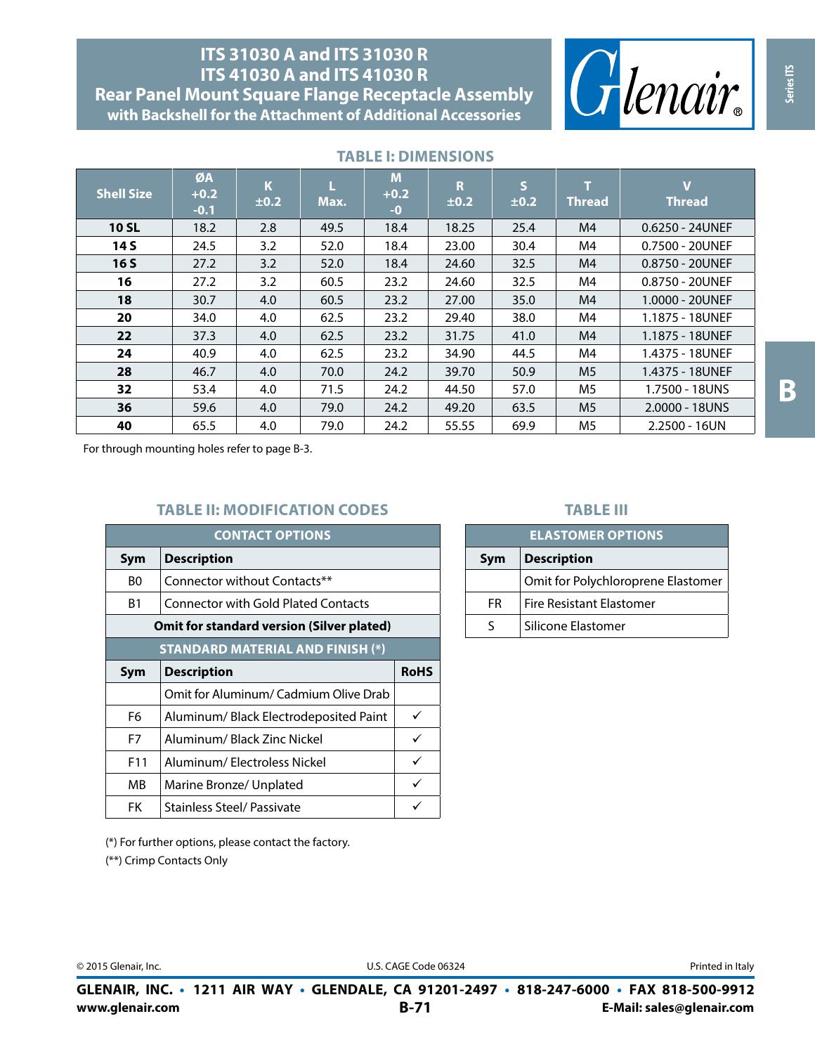# ITS 31030 A and ITS 31030 R
# ITS 41030 A and ITS 41030 R
## Rear Panel Mount Square Flange Receptacle Assembly with Backshell for the Attachment of Additional Accessories

### TABLE I: DIMENSIONS

| Shell Size | ØA +0.2 -0.1 | K ±0.2 | L Max. | M +0.2 -0 | R ±0.2 | S ±0.2 | T Thread | V Thread |
|---|---|---|---|---|---|---|---|---|
| **10 SL** | 18.2 | 2.8 | 49.5 | 18.4 | 18.25 | 25.4 | M4 | 0.6250 - 24UNEF |
| **14 S** | 24.5 | 3.2 | 52.0 | 18.4 | 23.00 | 30.4 | M4 | 0.7500 - 20UNEF |
| **16 S** | 27.2 | 3.2 | 52.0 | 18.4 | 24.60 | 32.5 | M4 | 0.8750 - 20UNEF |
| **16** | 27.2 | 3.2 | 60.5 | 23.2 | 24.60 | 32.5 | M4 | 0.8750 - 20UNEF |
| **18** | 30.7 | 4.0 | 60.5 | 23.2 | 27.00 | 35.0 | M4 | 1.0000 - 20UNEF |
| **20** | 34.0 | 4.0 | 62.5 | 23.2 | 29.40 | 38.0 | M4 | 1.1875 - 18UNEF |
| **22** | 37.3 | 4.0 | 62.5 | 23.2 | 31.75 | 41.0 | M4 | 1.1875 - 18UNEF |
| **24** | 40.9 | 4.0 | 62.5 | 23.2 | 34.90 | 44.5 | M4 | 1.4375 - 18UNEF |
| **28** | 46.7 | 4.0 | 70.0 | 24.2 | 39.70 | 50.9 | M5 | 1.4375 - 18UNEF |
| **32** | 53.4 | 4.0 | 71.5 | 24.2 | 44.50 | 57.0 | M5 | 1.7500 - 18UNS |
| **36** | 59.6 | 4.0 | 79.0 | 24.2 | 49.20 | 63.5 | M5 | 2.0000 - 18UNS |
| **40** | 65.5 | 4.0 | 79.0 | 24.2 | 55.55 | 69.9 | M5 | 2.2500 - 16UN |

For through mounting holes refer to page B-3.

### TABLE II: MODIFICATION CODES

| CONTACT OPTIONS | | |
|---|---|---|
| **Sym** | **Description** | |
| B0 | Connector without Contacts** | |
| B1 | Connector with Gold Plated Contacts | |
| **Omit for standard version (Silver plated)** | | |
| **STANDARD MATERIAL AND FINISH (*)** | | |
| **Sym** | **Description** | **RoHS** |
| | Omit for Aluminum/ Cadmium Olive Drab | |
| F6 | Aluminum/ Black Electrodeposited Paint | ✓ |
| F7 | Aluminum/ Black Zinc Nickel | ✓ |
| F11 | Aluminum/ Electroless Nickel | ✓ |
| MB | Marine Bronze/ Unplated | ✓ |
| FK | Stainless Steel/ Passivate | ✓ |

(*) For further options, please contact the factory.

(**) Crimp Contacts Only

### TABLE III

| ELASTOMER OPTIONS | |
|---|---|
| **Sym** | **Description** |
| | Omit for Polychloroprene Elastomer |
| FR | Fire Resistant Elastomer |
| S | Silicone Elastomer |